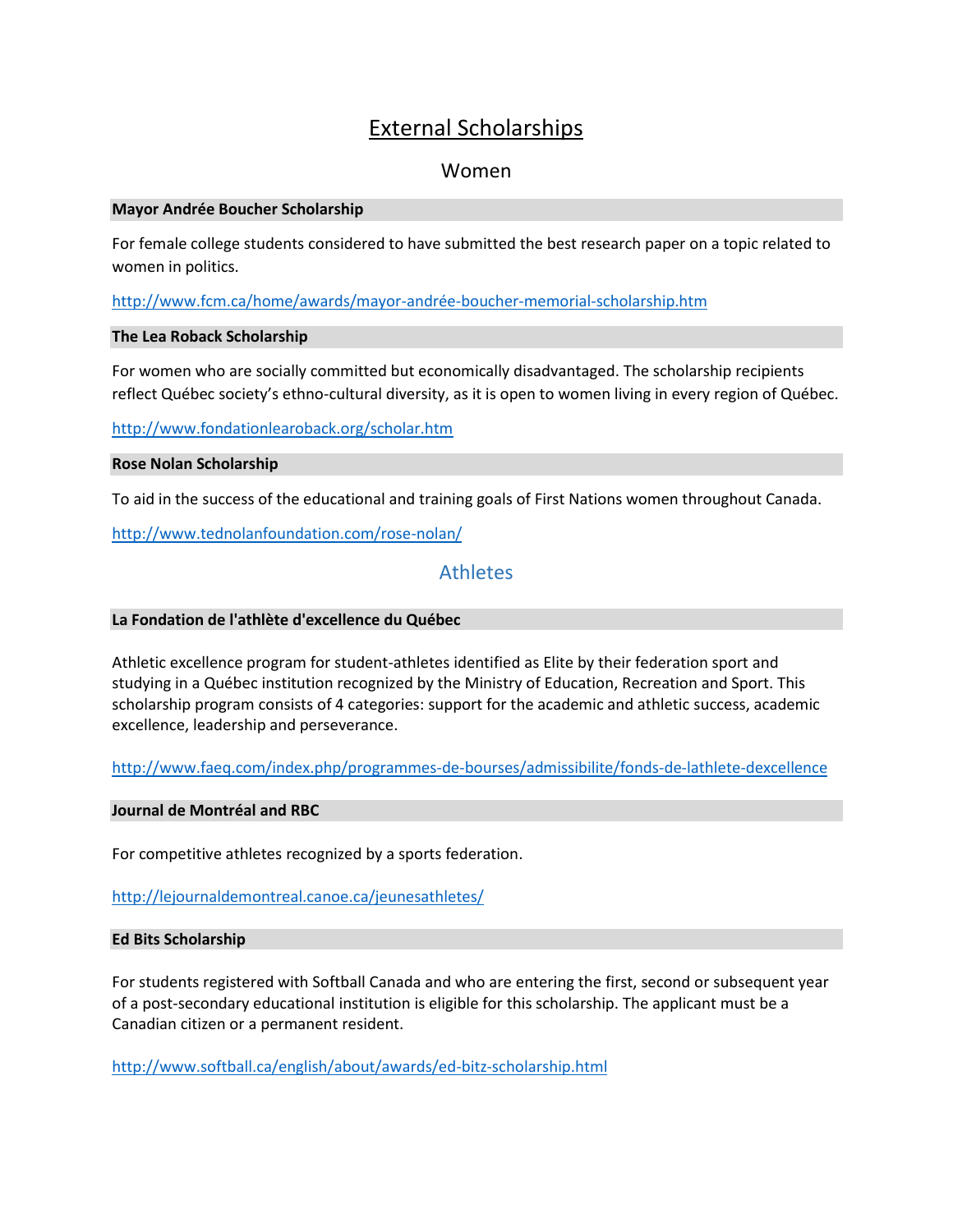# External Scholarships

## Women

### Mayor Andrée Boucher Scholarship

For female college students considered to have submitted the best research paper on a topic related to women in politics.

http://www.fcm.ca/home/awards/mayor-andrée-boucher-memorial-scholarship.htm

### The Lea Roback Scholarship

For women who are socially committed but economically disadvantaged. The scholarship recipients reflect Québec society's ethno-cultural diversity, as it is open to women living in every region of Québec.

http://www.fondationlearoback.org/scholar.htm

### Rose Nolan Scholarship

To aid in the success of the educational and training goals of First Nations women throughout Canada.

http://www.tednolanfoundation.com/rose-nolan/

## Athletes

### La Fondation de l'athlète d'excellence du Québec

Athletic excellence program for student-athletes identified as Elite by their federation sport and studying in a Québec institution recognized by the Ministry of Education, Recreation and Sport. This scholarship program consists of 4 categories: support for the academic and athletic success, academic excellence, leadership and perseverance.

http://www.faeq.com/index.php/programmes-de-bourses/admissibilite/fonds-de-lathlete-dexcellence

### Journal de Montréal and RBC

For competitive athletes recognized by a sports federation.

http://lejournaldemontreal.canoe.ca/jeunesathletes/

### Ed Bits Scholarship

For students registered with Softball Canada and who are entering the first, second or subsequent year of a post-secondary educational institution is eligible for this scholarship. The applicant must be a Canadian citizen or a permanent resident.

http://www.softball.ca/english/about/awards/ed-bitz-scholarship.html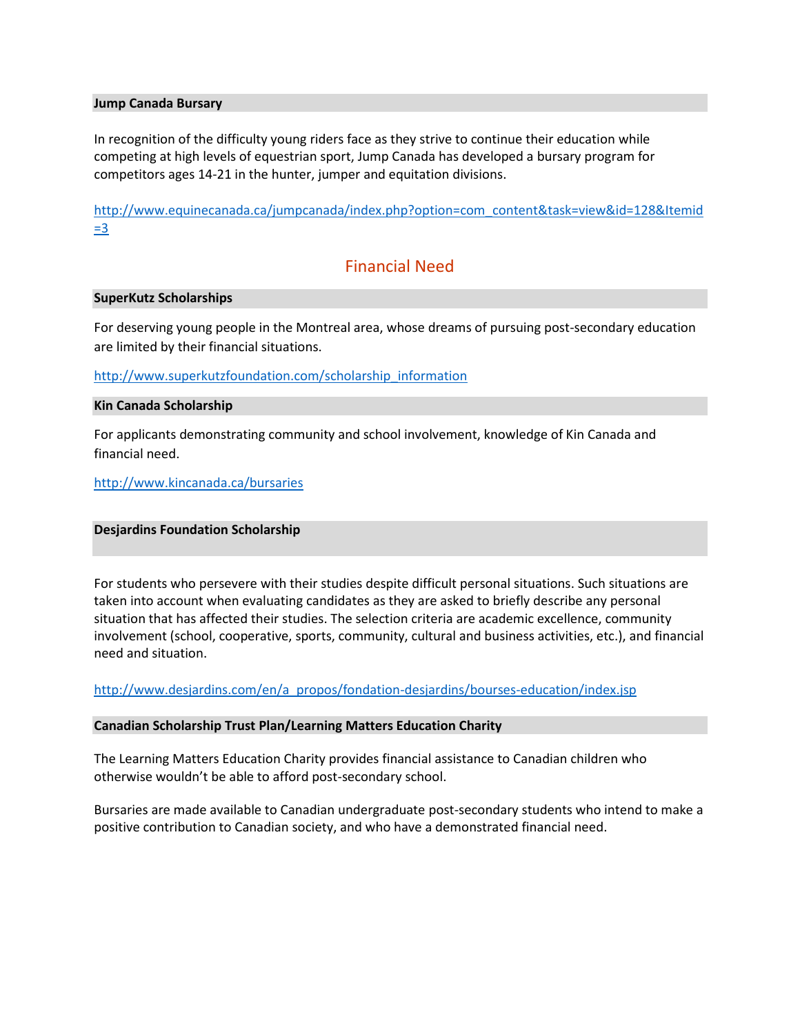**Jump Canada Bursary**

In recognition of the difficulty young riders face as they strive to continue their education while competing at high levels of equestrian sport, Jump Canada has developed a bursary program for competitors ages 14-21 in the hunter, jumper and equitation divisions.

http://www.equinecanada.ca/jumpcanada/index.php?option=com_content&task=view&id=128&Itemid=3

## Financial Need

**SuperKutz Scholarships**

For deserving young people in the Montreal area, whose dreams of pursuing post-secondary education are limited by their financial situations.

http://www.superkutzfoundation.com/scholarship_information

**Kin Canada Scholarship**

For applicants demonstrating community and school involvement, knowledge of Kin Canada and financial need.

http://www.kincanada.ca/bursaries

**Desjardins Foundation Scholarship**

For students who persevere with their studies despite difficult personal situations. Such situations are taken into account when evaluating candidates as they are asked to briefly describe any personal situation that has affected their studies. The selection criteria are academic excellence, community involvement (school, cooperative, sports, community, cultural and business activities, etc.), and financial need and situation.

http://www.desjardins.com/en/a_propos/fondation-desjardins/bourses-education/index.jsp

**Canadian Scholarship Trust Plan/Learning Matters Education Charity**

The Learning Matters Education Charity provides financial assistance to Canadian children who otherwise wouldn't be able to afford post-secondary school.

Bursaries are made available to Canadian undergraduate post-secondary students who intend to make a positive contribution to Canadian society, and who have a demonstrated financial need.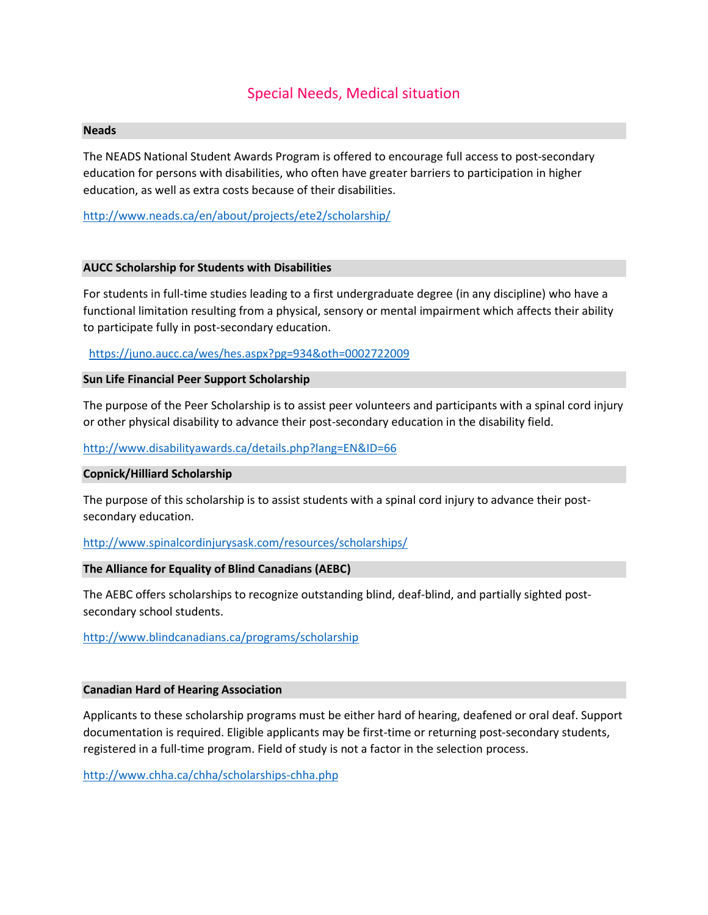# Special Needs, Medical situation

## Neads

The NEADS National Student Awards Program is offered to encourage full access to post-secondary education for persons with disabilities, who often have greater barriers to participation in higher education, as well as extra costs because of their disabilities.

http://www.neads.ca/en/about/projects/ete2/scholarship/

## AUCC Scholarship for Students with Disabilities

For students in full-time studies leading to a first undergraduate degree (in any discipline) who have a functional limitation resulting from a physical, sensory or mental impairment which affects their ability to participate fully in post-secondary education.

https://juno.aucc.ca/wes/hes.aspx?pg=934&oth=0002722009

## Sun Life Financial Peer Support Scholarship

The purpose of the Peer Scholarship is to assist peer volunteers and participants with a spinal cord injury or other physical disability to advance their post-secondary education in the disability field.

http://www.disabilityawards.ca/details.php?lang=EN&ID=66

## Copnick/Hilliard Scholarship

The purpose of this scholarship is to assist students with a spinal cord injury to advance their post-secondary education.

http://www.spinalcordinjurysask.com/resources/scholarships/

## The Alliance for Equality of Blind Canadians (AEBC)

The AEBC offers scholarships to recognize outstanding blind, deaf-blind, and partially sighted post-secondary school students.

http://www.blindcanadians.ca/programs/scholarship

## Canadian Hard of Hearing Association

Applicants to these scholarship programs must be either hard of hearing, deafened or oral deaf. Support documentation is required. Eligible applicants may be first-time or returning post-secondary students, registered in a full-time program. Field of study is not a factor in the selection process.

http://www.chha.ca/chha/scholarships-chha.php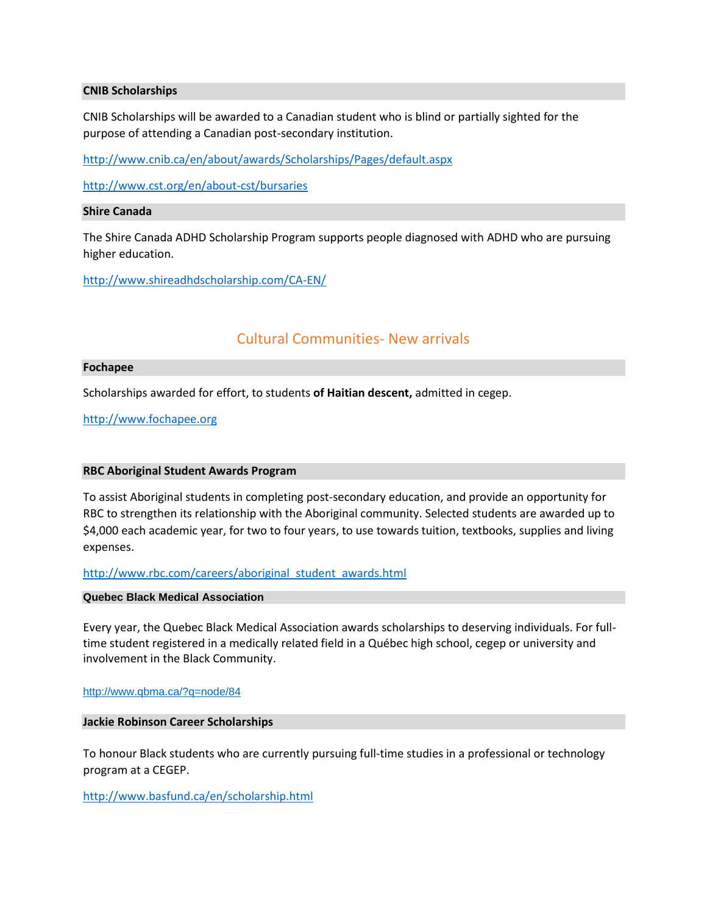### CNIB Scholarships

CNIB Scholarships will be awarded to a Canadian student who is blind or partially sighted for the purpose of attending a Canadian post-secondary institution.

http://www.cnib.ca/en/about/awards/Scholarships/Pages/default.aspx

http://www.cst.org/en/about-cst/bursaries

### Shire Canada

The Shire Canada ADHD Scholarship Program supports people diagnosed with ADHD who are pursuing higher education.

http://www.shireadhdscholarship.com/CA-EN/

## Cultural Communities- New arrivals

### Fochapee

Scholarships awarded for effort, to students **of Haitian descent,** admitted in cegep.

http://www.fochapee.org

### RBC Aboriginal Student Awards Program

To assist Aboriginal students in completing post-secondary education, and provide an opportunity for RBC to strengthen its relationship with the Aboriginal community. Selected students are awarded up to $4,000 each academic year, for two to four years, to use towards tuition, textbooks, supplies and living expenses.

http://www.rbc.com/careers/aboriginal_student_awards.html

### Quebec Black Medical Association

Every year, the Quebec Black Medical Association awards scholarships to deserving individuals. For full-time student registered in a medically related field in a Québec high school, cegep or university and involvement in the Black Community.

http://www.qbma.ca/?q=node/84

### Jackie Robinson Career Scholarships

To honour Black students who are currently pursuing full-time studies in a professional or technology program at a CEGEP.

http://www.basfund.ca/en/scholarship.html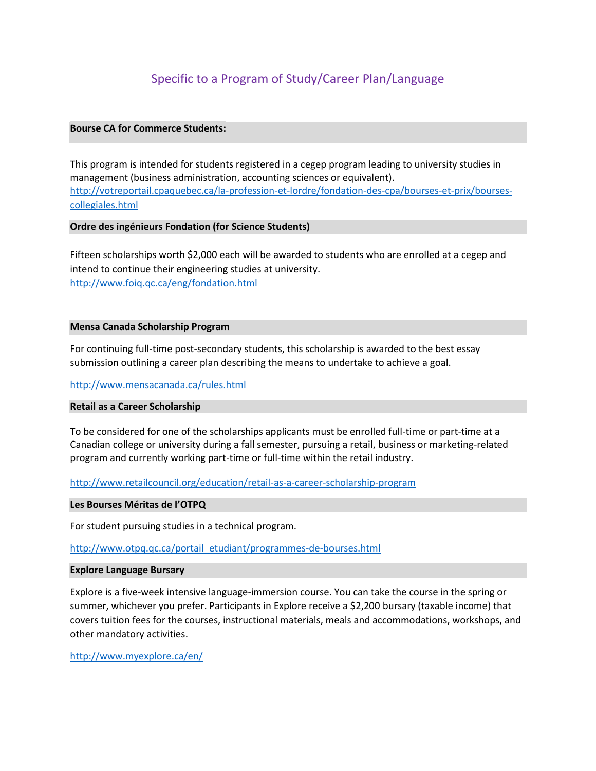# Specific to a Program of Study/Career Plan/Language

### Bourse CA for Commerce Students:

This program is intended for students registered in a cegep program leading to university studies in management (business administration, accounting sciences or equivalent).
http://votreportail.cpaquebec.ca/la-profession-et-lordre/fondation-des-cpa/bourses-et-prix/bourses-collegiales.html

### Ordre des ingénieurs Fondation (for Science Students)

Fifteen scholarships worth $2,000 each will be awarded to students who are enrolled at a cegep and intend to continue their engineering studies at university.
http://www.foiq.qc.ca/eng/fondation.html

### Mensa Canada Scholarship Program

For continuing full-time post-secondary students, this scholarship is awarded to the best essay submission outlining a career plan describing the means to undertake to achieve a goal.

http://www.mensacanada.ca/rules.html

### Retail as a Career Scholarship

To be considered for one of the scholarships applicants must be enrolled full-time or part-time at a Canadian college or university during a fall semester, pursuing a retail, business or marketing-related program and currently working part-time or full-time within the retail industry.

http://www.retailcouncil.org/education/retail-as-a-career-scholarship-program

### Les Bourses Méritas de l'OTPQ

For student pursuing studies in a technical program.

http://www.otpq.qc.ca/portail_etudiant/programmes-de-bourses.html

### Explore Language Bursary

Explore is a five-week intensive language-immersion course. You can take the course in the spring or summer, whichever you prefer. Participants in Explore receive a $2,200 bursary (taxable income) that covers tuition fees for the courses, instructional materials, meals and accommodations, workshops, and other mandatory activities.

http://www.myexplore.ca/en/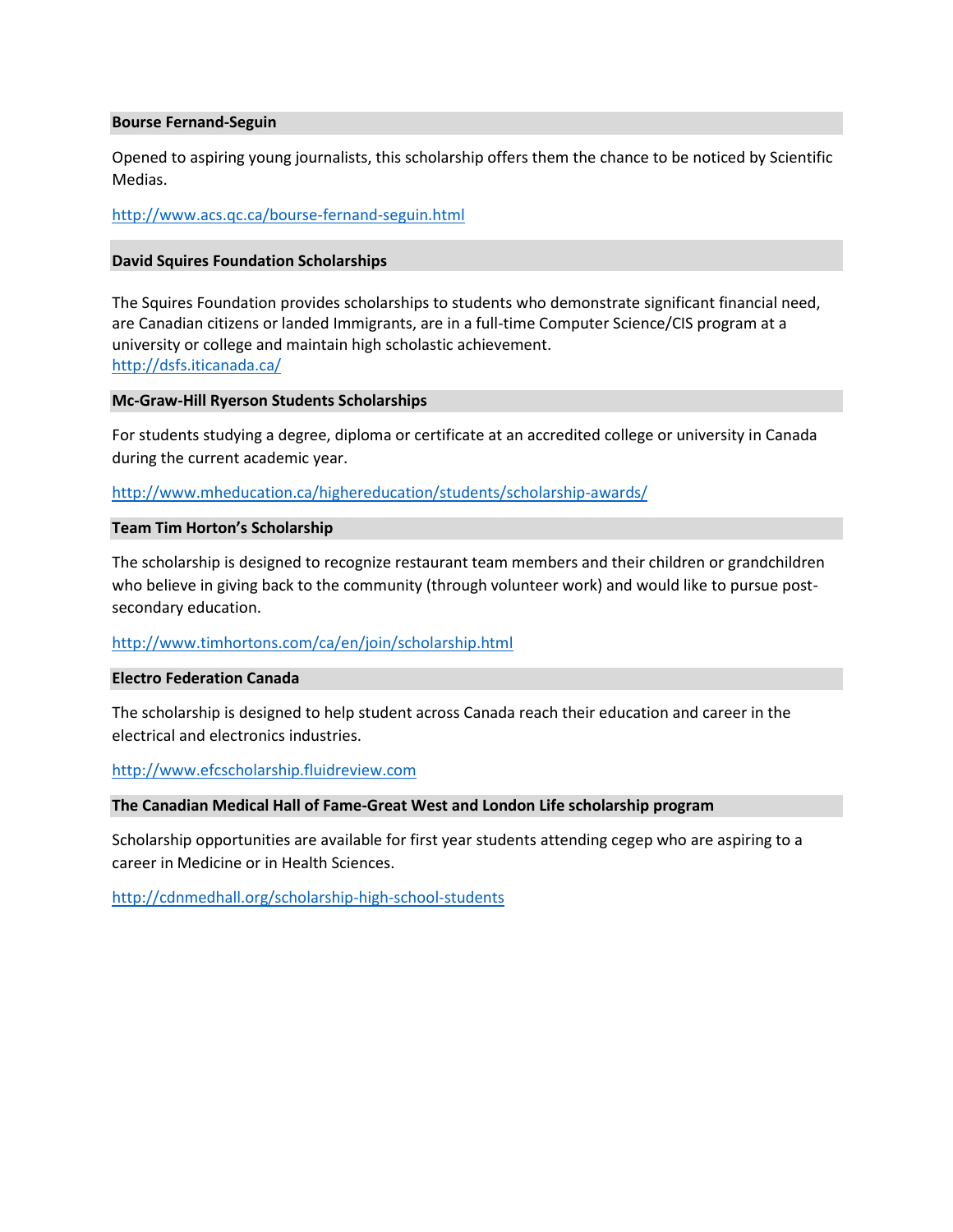### Bourse Fernand-Seguin

Opened to aspiring young journalists, this scholarship offers them the chance to be noticed by Scientific Medias.

http://www.acs.qc.ca/bourse-fernand-seguin.html

### David Squires Foundation Scholarships

The Squires Foundation provides scholarships to students who demonstrate significant financial need, are Canadian citizens or landed Immigrants, are in a full-time Computer Science/CIS program at a university or college and maintain high scholastic achievement.
http://dsfs.iticanada.ca/

### Mc-Graw-Hill Ryerson Students Scholarships

For students studying a degree, diploma or certificate at an accredited college or university in Canada during the current academic year.

http://www.mheducation.ca/highereducation/students/scholarship-awards/

### Team Tim Horton's Scholarship

The scholarship is designed to recognize restaurant team members and their children or grandchildren who believe in giving back to the community (through volunteer work) and would like to pursue post-secondary education.

http://www.timhortons.com/ca/en/join/scholarship.html

### Electro Federation Canada

The scholarship is designed to help student across Canada reach their education and career in the electrical and electronics industries.

http://www.efcscholarship.fluidreview.com

### The Canadian Medical Hall of Fame-Great West and London Life scholarship program

Scholarship opportunities are available for first year students attending cegep who are aspiring to a career in Medicine or in Health Sciences.

http://cdnmedhall.org/scholarship-high-school-students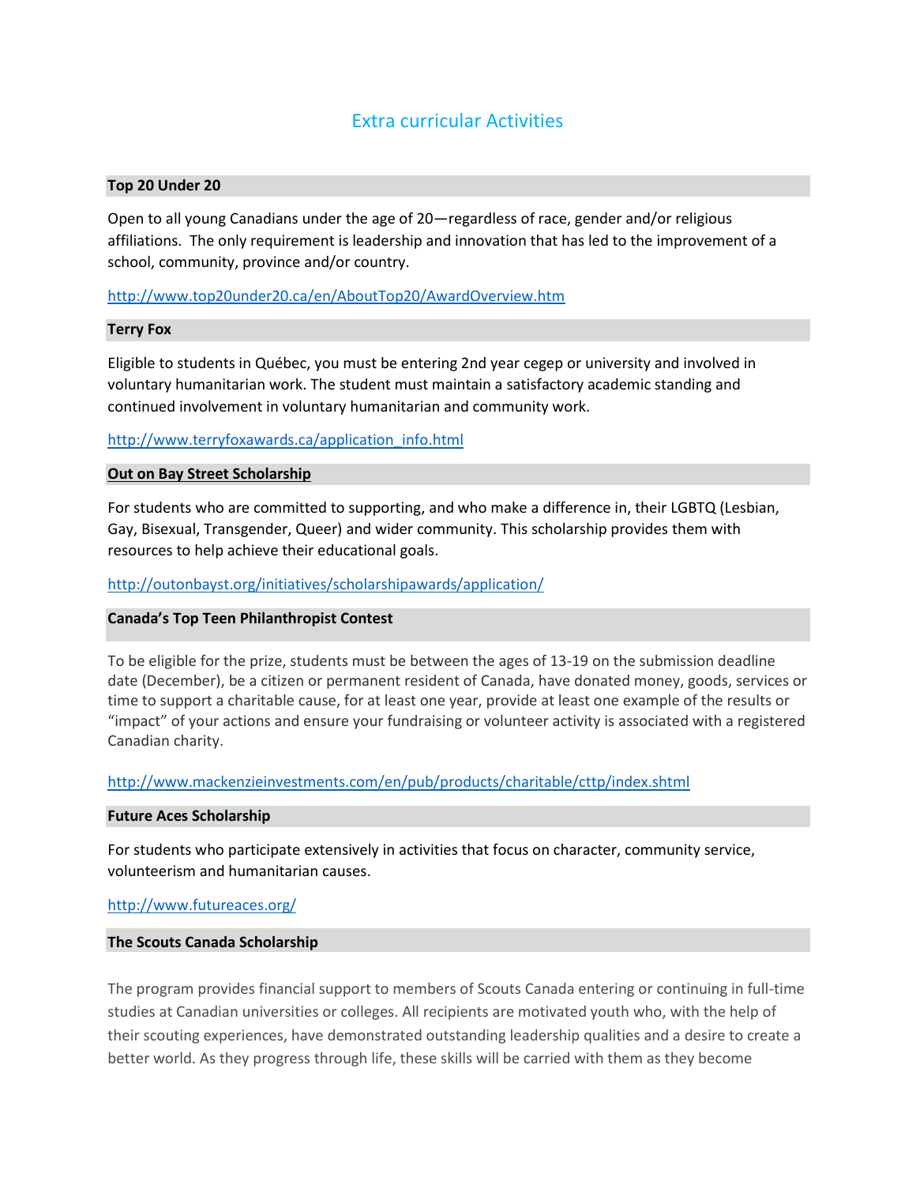# Extra curricular Activities

### Top 20 Under 20

Open to all young Canadians under the age of 20—regardless of race, gender and/or religious affiliations. The only requirement is leadership and innovation that has led to the improvement of a school, community, province and/or country.

http://www.top20under20.ca/en/AboutTop20/AwardOverview.htm

### Terry Fox

Eligible to students in Québec, you must be entering 2nd year cegep or university and involved in voluntary humanitarian work. The student must maintain a satisfactory academic standing and continued involvement in voluntary humanitarian and community work.

http://www.terryfoxawards.ca/application_info.html

### Out on Bay Street Scholarship

For students who are committed to supporting, and who make a difference in, their LGBTQ (Lesbian, Gay, Bisexual, Transgender, Queer) and wider community. This scholarship provides them with resources to help achieve their educational goals.

http://outonbayst.org/initiatives/scholarshipawards/application/

### Canada's Top Teen Philanthropist Contest

To be eligible for the prize, students must be between the ages of 13-19 on the submission deadline date (December), be a citizen or permanent resident of Canada, have donated money, goods, services or time to support a charitable cause, for at least one year, provide at least one example of the results or "impact" of your actions and ensure your fundraising or volunteer activity is associated with a registered Canadian charity.

http://www.mackenzieinvestments.com/en/pub/products/charitable/cttp/index.shtml

### Future Aces Scholarship

For students who participate extensively in activities that focus on character, community service, volunteerism and humanitarian causes.

http://www.futureaces.org/

### The Scouts Canada Scholarship

The program provides financial support to members of Scouts Canada entering or continuing in full-time studies at Canadian universities or colleges. All recipients are motivated youth who, with the help of their scouting experiences, have demonstrated outstanding leadership qualities and a desire to create a better world. As they progress through life, these skills will be carried with them as they become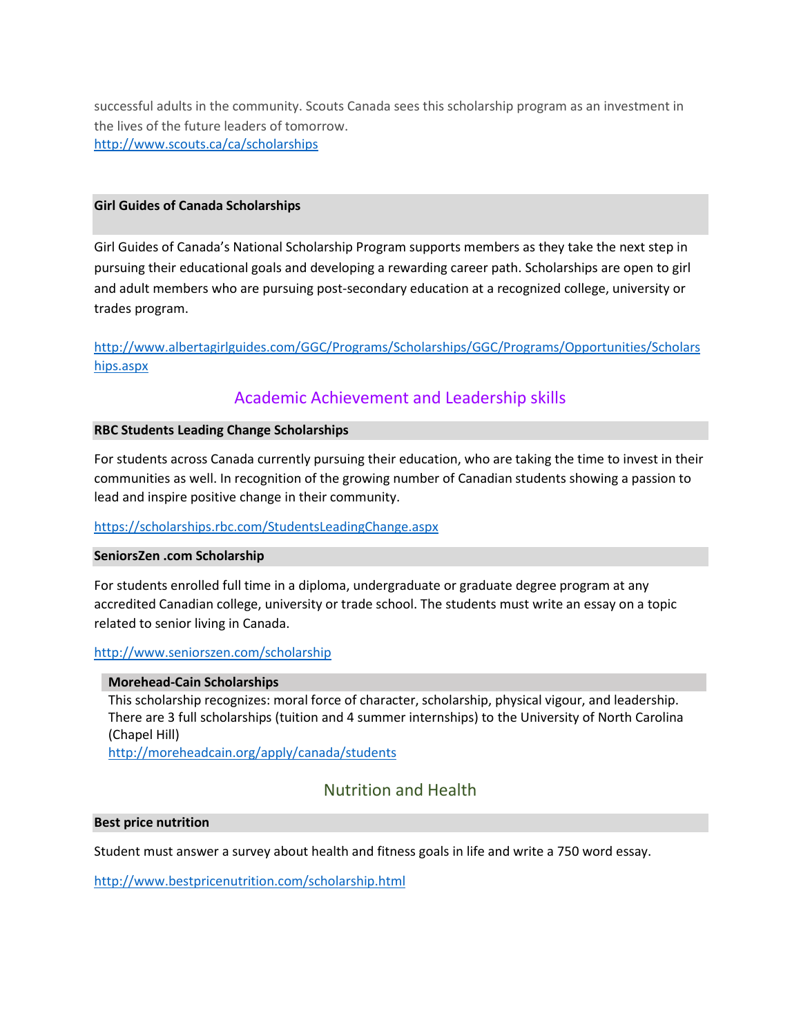successful adults in the community. Scouts Canada sees this scholarship program as an investment in the lives of the future leaders of tomorrow.
http://www.scouts.ca/ca/scholarships

**Girl Guides of Canada Scholarships**

Girl Guides of Canada's National Scholarship Program supports members as they take the next step in pursuing their educational goals and developing a rewarding career path. Scholarships are open to girl and adult members who are pursuing post-secondary education at a recognized college, university or trades program.

http://www.albertagirlguides.com/GGC/Programs/Scholarships/GGC/Programs/Opportunities/Scholarships.aspx

## Academic Achievement and Leadership skills

**RBC Students Leading Change Scholarships**

For students across Canada currently pursuing their education, who are taking the time to invest in their communities as well. In recognition of the growing number of Canadian students showing a passion to lead and inspire positive change in their community.

https://scholarships.rbc.com/StudentsLeadingChange.aspx

**SeniorsZen .com Scholarship**

For students enrolled full time in a diploma, undergraduate or graduate degree program at any accredited Canadian college, university or trade school. The students must write an essay on a topic related to senior living in Canada.

http://www.seniorszen.com/scholarship

**Morehead-Cain Scholarships**

This scholarship recognizes: moral force of character, scholarship, physical vigour, and leadership. There are 3 full scholarships (tuition and 4 summer internships) to the University of North Carolina (Chapel Hill)
http://moreheadcain.org/apply/canada/students

## Nutrition and Health

**Best price nutrition**

Student must answer a survey about health and fitness goals in life and write a 750 word essay.

http://www.bestpricenutrition.com/scholarship.html